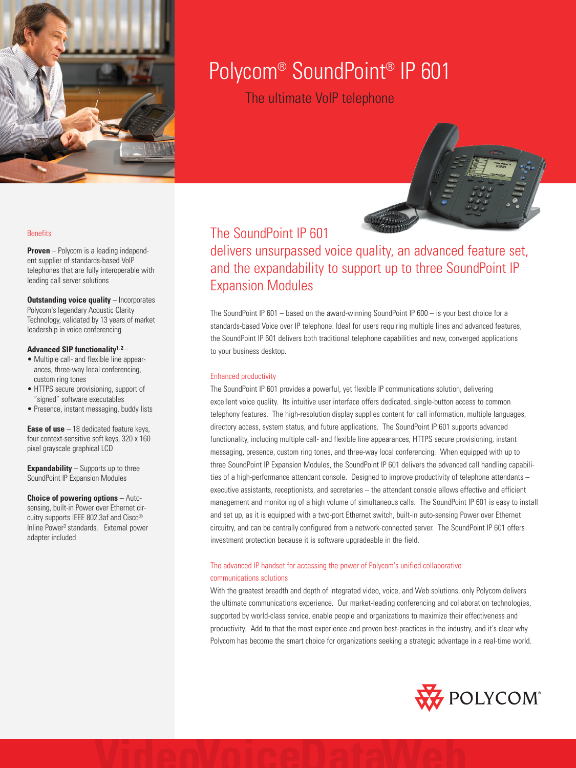# Polycom® SoundPoint® IP 601

## The ultimate VoIP telephone

## The SoundPoint IP 601 delivers unsurpassed voice quality, an advanced feature set, and the expandability to support up to three SoundPoint IP Expansion Modules

The SoundPoint IP 601 – based on the award-winning SoundPoint IP 600 – is your best choice for a standards-based Voice over IP telephone. Ideal for users requiring multiple lines and advanced features, the SoundPoint IP 601 delivers both traditional telephone capabilities and new, converged applications to your business desktop.

### Enhanced productivity

The SoundPoint IP 601 provides a powerful, yet flexible IP communications solution, delivering excellent voice quality. Its intuitive user interface offers dedicated, single-button access to common telephony features. The high-resolution display supplies content for call information, multiple languages, directory access, system status, and future applications. The SoundPoint IP 601 supports advanced functionality, including multiple call- and flexible line appearances, HTTPS secure provisioning, instant messaging, presence, custom ring tones, and three-way local conferencing. When equipped with up to three SoundPoint IP Expansion Modules, the SoundPoint IP 601 delivers the advanced call handling capabilities of a high-performance attendant console. Designed to improve productivity of telephone attendants – executive assistants, receptionists, and secretaries – the attendant console allows effective and efficient management and monitoring of a high volume of simultaneous calls. The SoundPoint IP 601 is easy to install and set up, as it is equipped with a two-port Ethernet switch, built-in auto-sensing Power over Ethernet circuitry, and can be centrally configured from a network-connected server. The SoundPoint IP 601 offers investment protection because it is software upgradeable in the field.

### The advanced IP handset for accessing the power of Polycom's unified collaborative communications solutions

With the greatest breadth and depth of integrated video, voice, and Web solutions, only Polycom delivers the ultimate communications experience. Our market-leading conferencing and collaboration technologies, supported by world-class service, enable people and organizations to maximize their effectiveness and productivity. Add to that the most experience and proven best-practices in the industry, and it's clear why Polycom has become the smart choice for organizations seeking a strategic advantage in a real-time world.

### Benefits

**Proven** – Polycom is a leading independent supplier of standards-based VoIP telephones that are fully interoperable with leading call server solutions

**Outstanding voice quality** – Incorporates Polycom's legendary Acoustic Clarity Technology, validated by 13 years of market leadership in voice conferencing

**Advanced SIP functionality[1, 2]** –

- Multiple call- and flexible line appearances, three-way local conferencing, custom ring tones
- HTTPS secure provisioning, support of "signed" software executables
- Presence, instant messaging, buddy lists

**Ease of use** – 18 dedicated feature keys, four context-sensitive soft keys, 320 x 160 pixel grayscale graphical LCD

**Expandability** – Supports up to three SoundPoint IP Expansion Modules

**Choice of powering options** – Auto-sensing, built-in Power over Ethernet circuitry supports IEEE 802.3af and Cisco® Inline Power[3] standards. External power adapter included

POLYCOM®

VideoVoiceDataWeb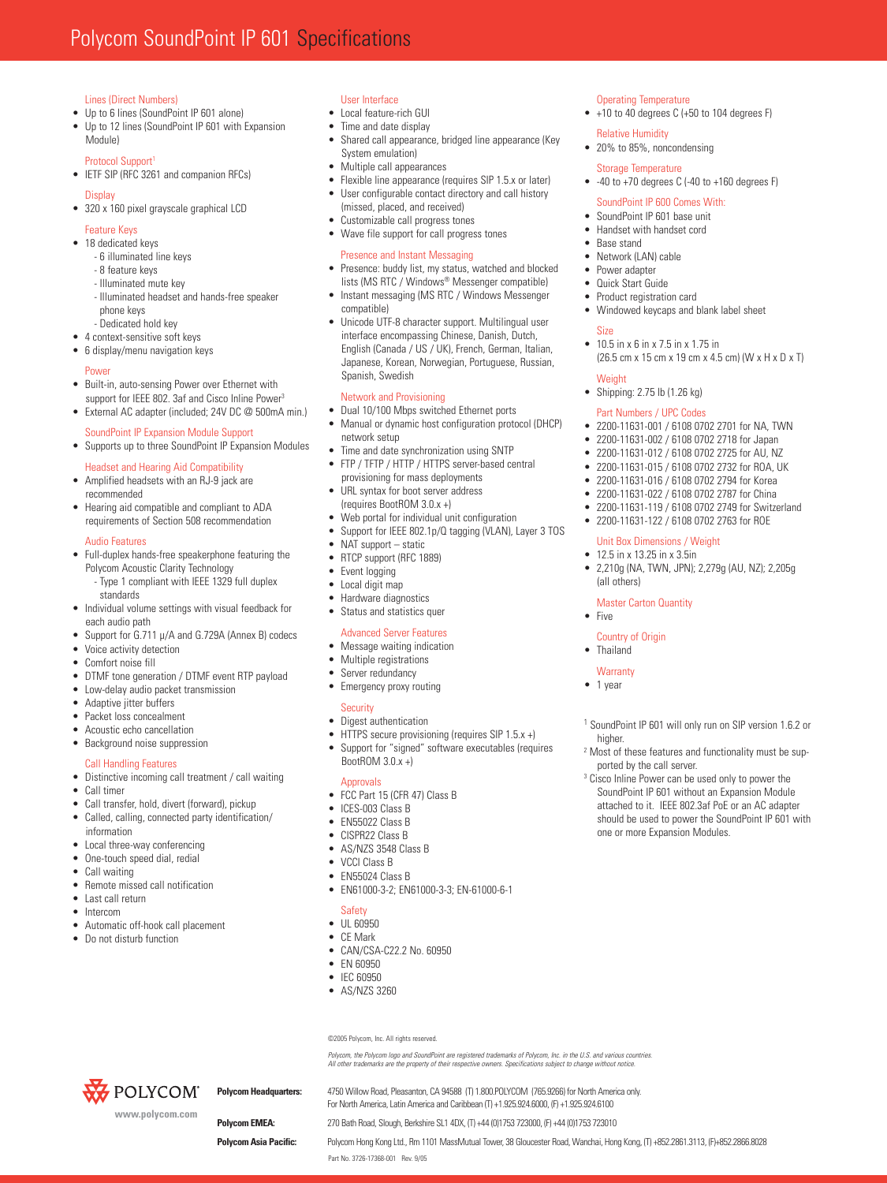# Polycom SoundPoint IP 601 Specifications

### Lines (Direct Numbers)

- Up to 6 lines (SoundPoint IP 601 alone)
- Up to 12 lines (SoundPoint IP 601 with Expansion Module)

### Protocol Support[1]

- IETF SIP (RFC 3261 and companion RFCs)

### Display

- 320 x 160 pixel grayscale graphical LCD

### Feature Keys

- 18 dedicated keys
  - 6 illuminated line keys
  - 8 feature keys
  - Illuminated mute key
  - Illuminated headset and hands-free speaker phone keys
  - Dedicated hold key
- 4 context-sensitive soft keys
- 6 display/menu navigation keys

### Power

- Built-in, auto-sensing Power over Ethernet with support for IEEE 802. 3af and Cisco Inline Power[3]
- External AC adapter (included; 24V DC @ 500mA min.)

### SoundPoint IP Expansion Module Support

- Supports up to three SoundPoint IP Expansion Modules

### Headset and Hearing Aid Compatibility

- Amplified headsets with an RJ-9 jack are recommended
- Hearing aid compatible and compliant to ADA requirements of Section 508 recommendation

### Audio Features

- Full-duplex hands-free speakerphone featuring the Polycom Acoustic Clarity Technology
  - Type 1 compliant with IEEE 1329 full duplex standards
- Individual volume settings with visual feedback for each audio path
- Support for G.711 μ/A and G.729A (Annex B) codecs
- Voice activity detection
- Comfort noise fill
- DTMF tone generation / DTMF event RTP payload
- Low-delay audio packet transmission
- Adaptive jitter buffers
- Packet loss concealment
- Acoustic echo cancellation
- Background noise suppression

### Call Handling Features

- Distinctive incoming call treatment / call waiting
- Call timer
- Call transfer, hold, divert (forward), pickup
- Called, calling, connected party identification/ information
- Local three-way conferencing
- One-touch speed dial, redial
- Call waiting
- Remote missed call notification
- Last call return
- Intercom
- Automatic off-hook call placement
- Do not disturb function

### User Interface

- Local feature-rich GUI
- Time and date display
- Shared call appearance, bridged line appearance (Key System emulation)
- Multiple call appearances
- Flexible line appearance (requires SIP 1.5.x or later)
- User configurable contact directory and call history (missed, placed, and received)
- Customizable call progress tones
- Wave file support for call progress tones

### Presence and Instant Messaging

- Presence: buddy list, my status, watched and blocked lists (MS RTC / Windows® Messenger compatible)
- Instant messaging (MS RTC / Windows Messenger compatible)
- Unicode UTF-8 character support. Multilingual user interface encompassing Chinese, Danish, Dutch, English (Canada / US / UK), French, German, Italian, Japanese, Korean, Norwegian, Portuguese, Russian, Spanish, Swedish

### Network and Provisioning

- Dual 10/100 Mbps switched Ethernet ports
- Manual or dynamic host configuration protocol (DHCP) network setup
- Time and date synchronization using SNTP
- FTP / TFTP / HTTP / HTTPS server-based central provisioning for mass deployments
- URL syntax for boot server address (requires BootROM 3.0.x +)
- Web portal for individual unit configuration
- Support for IEEE 802.1p/Q tagging (VLAN), Layer 3 TOS
- NAT support – static
- RTCP support (RFC 1889)
- Event logging
- Local digit map
- Hardware diagnostics
- Status and statistics quer

### Advanced Server Features

- Message waiting indication
- Multiple registrations
- Server redundancy
- Emergency proxy routing

### Security

- Digest authentication
- HTTPS secure provisioning (requires SIP 1.5.x +)
- Support for "signed" software executables (requires BootROM 3.0.x +)

### Approvals

- FCC Part 15 (CFR 47) Class B
- ICES-003 Class B
- EN55022 Class B
- CISPR22 Class B
- AS/NZS 3548 Class B
- VCCI Class B
- EN55024 Class B
- EN61000-3-2; EN61000-3-3; EN-61000-6-1

### Safety

- UL 60950
- CE Mark
- CAN/CSA-C22.2 No. 60950
- EN 60950
- IEC 60950
- AS/NZS 3260

### Operating Temperature

- +10 to 40 degrees C (+50 to 104 degrees F)

### Relative Humidity

- 20% to 85%, noncondensing

### Storage Temperature

- -40 to +70 degrees C (-40 to +160 degrees F)

### SoundPoint IP 600 Comes With:

- SoundPoint IP 601 base unit
- Handset with handset cord
- Base stand
- Network (LAN) cable
- Power adapter
- Quick Start Guide
- Product registration card
- Windowed keycaps and blank label sheet

### Size

- 10.5 in x 6 in x 7.5 in x 1.75 in (26.5 cm x 15 cm x 19 cm x 4.5 cm) (W x H x D x T)

### Weight

- Shipping: 2.75 lb (1.26 kg)

### Part Numbers / UPC Codes

- 2200-11631-001 / 6108 0702 2701 for NA, TWN
- 2200-11631-002 / 6108 0702 2718 for Japan
- 2200-11631-012 / 6108 0702 2725 for AU, NZ
- 2200-11631-015 / 6108 0702 2732 for ROA, UK
- 2200-11631-016 / 6108 0702 2794 for Korea
- 2200-11631-022 / 6108 0702 2787 for China
- 2200-11631-119 / 6108 0702 2749 for Switzerland
- 2200-11631-122 / 6108 0702 2763 for ROE

### Unit Box Dimensions / Weight

- 12.5 in x 13.25 in x 3.5in
- 2,210g (NA, TWN, JPN); 2,279g (AU, NZ); 2,205g (all others)

### Master Carton Quantity

- Five

### Country of Origin

- Thailand

### Warranty

- 1 year

[1] SoundPoint IP 601 will only run on SIP version 1.6.2 or higher.

[2] Most of these features and functionality must be supported by the call server.

[3] Cisco Inline Power can be used only to power the SoundPoint IP 601 without an Expansion Module attached to it. IEEE 802.3af PoE or an AC adapter should be used to power the SoundPoint IP 601 with one or more Expansion Modules.

©2005 Polycom, Inc. All rights reserved.

*Polycom, the Polycom logo and SoundPoint are registered trademarks of Polycom, Inc. in the U.S. and various countries. All other trademarks are the property of their respective owners. Specifications subject to change without notice.*

POLYCOM®
www.polycom.com

**Polycom Headquarters:** 4750 Willow Road, Pleasanton, CA 94588 (T) 1.800.POLYCOM (765.9266) for North America only. For North America, Latin America and Caribbean (T) +1.925.924.6000, (F) +1.925.924.6100

**Polycom EMEA:** 270 Bath Road, Slough, Berkshire SL1 4DX, (T) +44 (0)1753 723000, (F) +44 (0)1753 723010

**Polycom Asia Pacific:** Polycom Hong Kong Ltd., Rm 1101 MassMutual Tower, 38 Gloucester Road, Wanchai, Hong Kong, (T) +852.2861.3113, (F)+852.2866.8028

Part No. 3726-17368-001 Rev. 9/05